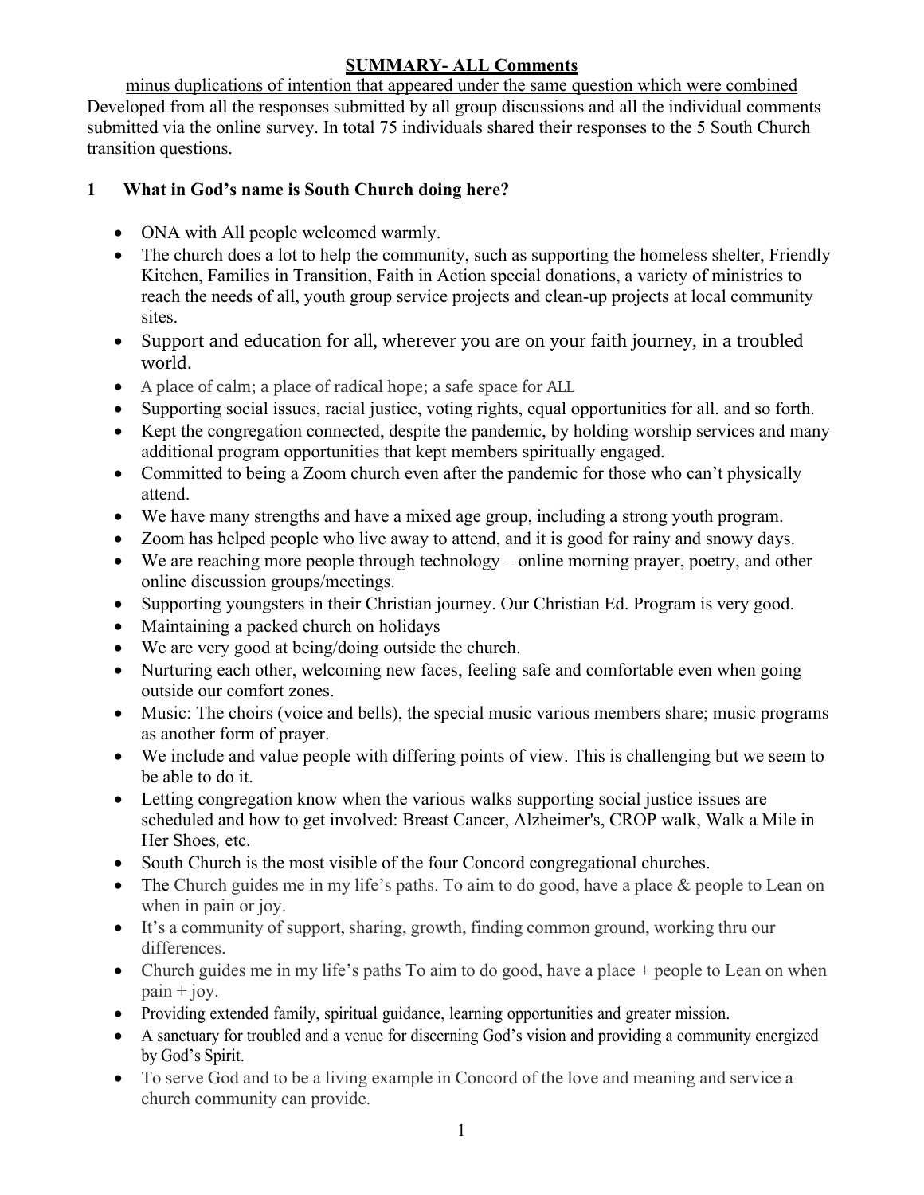# SUMMARY- ALL Comments

minus duplications of intention that appeared under the same question which were combined

Developed from all the responses submitted by all group discussions and all the individual comments submitted via the online survey. In total 75 individuals shared their responses to the 5 South Church transition questions.

## 1 What in God's name is South Church doing here?

- ONA with All people welcomed warmly.
- The church does a lot to help the community, such as supporting the homeless shelter, Friendly Kitchen, Families in Transition, Faith in Action special donations, a variety of ministries to reach the needs of all, youth group service projects and clean-up projects at local community sites.
- Support and education for all, wherever you are on your faith journey, in a troubled world.
- A place of calm; a place of radical hope; a safe space for ALL
- Supporting social issues, racial justice, voting rights, equal opportunities for all. and so forth.
- Kept the congregation connected, despite the pandemic, by holding worship services and many additional program opportunities that kept members spiritually engaged.
- Committed to being a Zoom church even after the pandemic for those who can't physically attend.
- We have many strengths and have a mixed age group, including a strong youth program.
- Zoom has helped people who live away to attend, and it is good for rainy and snowy days.
- We are reaching more people through technology – online morning prayer, poetry, and other online discussion groups/meetings.
- Supporting youngsters in their Christian journey. Our Christian Ed. Program is very good.
- Maintaining a packed church on holidays
- We are very good at being/doing outside the church.
- Nurturing each other, welcoming new faces, feeling safe and comfortable even when going outside our comfort zones.
- Music: The choirs (voice and bells), the special music various members share; music programs as another form of prayer.
- We include and value people with differing points of view. This is challenging but we seem to be able to do it.
- Letting congregation know when the various walks supporting social justice issues are scheduled and how to get involved: Breast Cancer, Alzheimer's, CROP walk, Walk a Mile in Her Shoes*,* etc.
- South Church is the most visible of the four Concord congregational churches.
- The Church guides me in my life's paths. To aim to do good, have a place & people to Lean on when in pain or joy.
- It's a community of support, sharing, growth, finding common ground, working thru our differences.
- Church guides me in my life's paths To aim to do good, have a place + people to Lean on when pain + joy.
- Providing extended family, spiritual guidance, learning opportunities and greater mission.
- A sanctuary for troubled and a venue for discerning God's vision and providing a community energized by God's Spirit.
- To serve God and to be a living example in Concord of the love and meaning and service a church community can provide.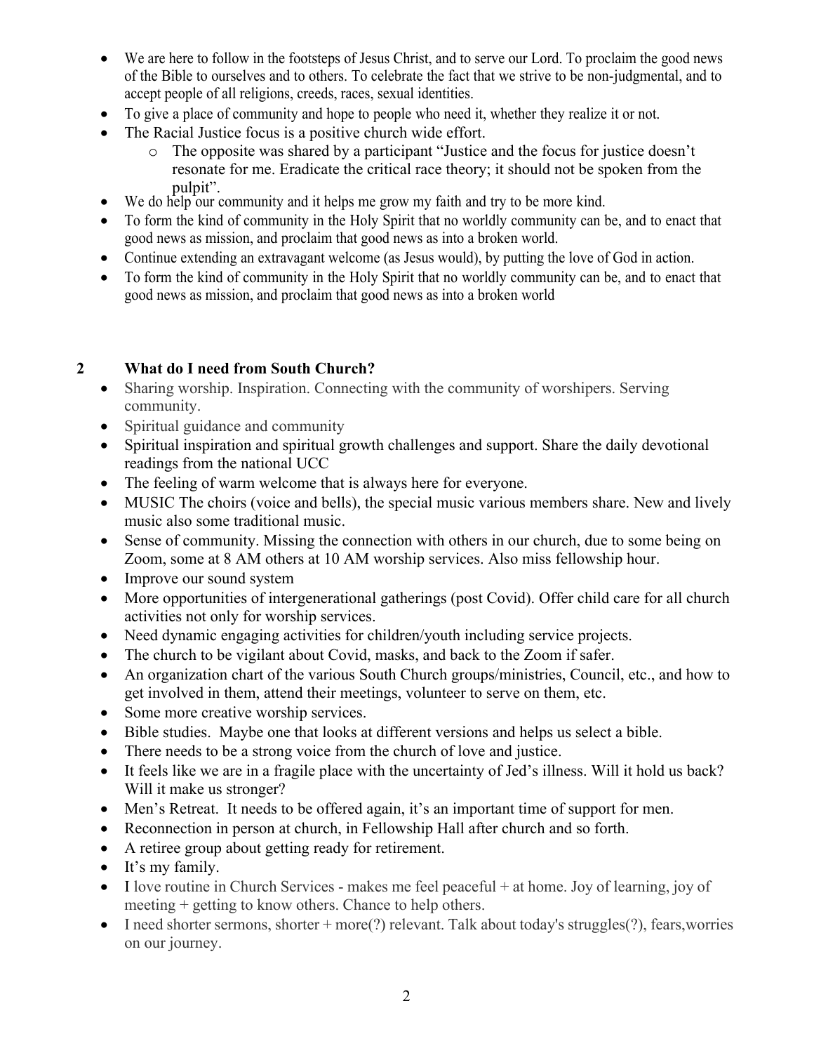- We are here to follow in the footsteps of Jesus Christ, and to serve our Lord. To proclaim the good news of the Bible to ourselves and to others. To celebrate the fact that we strive to be non-judgmental, and to accept people of all religions, creeds, races, sexual identities.
- To give a place of community and hope to people who need it, whether they realize it or not.
- The Racial Justice focus is a positive church wide effort.
    - The opposite was shared by a participant "Justice and the focus for justice doesn't resonate for me. Eradicate the critical race theory; it should not be spoken from the pulpit".
- We do help our community and it helps me grow my faith and try to be more kind.
- To form the kind of community in the Holy Spirit that no worldly community can be, and to enact that good news as mission, and proclaim that good news as into a broken world.
- Continue extending an extravagant welcome (as Jesus would), by putting the love of God in action.
- To form the kind of community in the Holy Spirit that no worldly community can be, and to enact that good news as mission, and proclaim that good news as into a broken world

## 2 What do I need from South Church?

- Sharing worship. Inspiration. Connecting with the community of worshipers. Serving community.
- Spiritual guidance and community
- Spiritual inspiration and spiritual growth challenges and support. Share the daily devotional readings from the national UCC
- The feeling of warm welcome that is always here for everyone.
- MUSIC The choirs (voice and bells), the special music various members share. New and lively music also some traditional music.
- Sense of community. Missing the connection with others in our church, due to some being on Zoom, some at 8 AM others at 10 AM worship services. Also miss fellowship hour.
- Improve our sound system
- More opportunities of intergenerational gatherings (post Covid). Offer child care for all church activities not only for worship services.
- Need dynamic engaging activities for children/youth including service projects.
- The church to be vigilant about Covid, masks, and back to the Zoom if safer.
- An organization chart of the various South Church groups/ministries, Council, etc., and how to get involved in them, attend their meetings, volunteer to serve on them, etc.
- Some more creative worship services.
- Bible studies. Maybe one that looks at different versions and helps us select a bible.
- There needs to be a strong voice from the church of love and justice.
- It feels like we are in a fragile place with the uncertainty of Jed's illness. Will it hold us back? Will it make us stronger?
- Men's Retreat. It needs to be offered again, it's an important time of support for men.
- Reconnection in person at church, in Fellowship Hall after church and so forth.
- A retiree group about getting ready for retirement.
- It's my family.
- I love routine in Church Services - makes me feel peaceful + at home. Joy of learning, joy of meeting + getting to know others. Chance to help others.
- I need shorter sermons, shorter + more(?) relevant. Talk about today's struggles(?), fears,worries on our journey.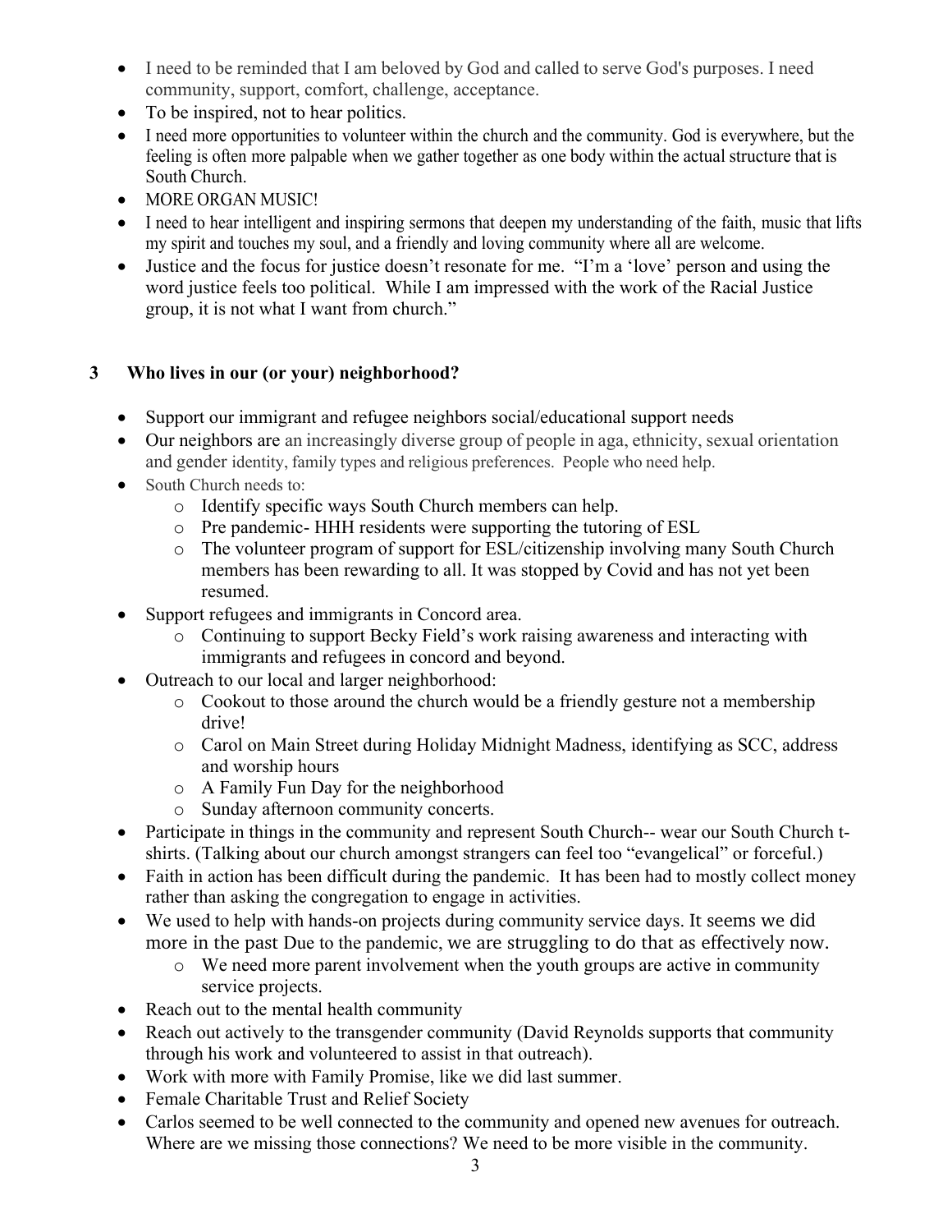- I need to be reminded that I am beloved by God and called to serve God's purposes. I need community, support, comfort, challenge, acceptance.
- To be inspired, not to hear politics.
- I need more opportunities to volunteer within the church and the community. God is everywhere, but the feeling is often more palpable when we gather together as one body within the actual structure that is South Church.
- MORE ORGAN MUSIC!
- I need to hear intelligent and inspiring sermons that deepen my understanding of the faith, music that lifts my spirit and touches my soul, and a friendly and loving community where all are welcome.
- Justice and the focus for justice doesn't resonate for me. "I'm a 'love' person and using the word justice feels too political. While I am impressed with the work of the Racial Justice group, it is not what I want from church."

## 3 Who lives in our (or your) neighborhood?

- Support our immigrant and refugee neighbors social/educational support needs
- Our neighbors are an increasingly diverse group of people in aga, ethnicity, sexual orientation and gender identity, family types and religious preferences. People who need help.
- South Church needs to:
  - Identify specific ways South Church members can help.
  - Pre pandemic- HHH residents were supporting the tutoring of ESL
  - The volunteer program of support for ESL/citizenship involving many South Church members has been rewarding to all. It was stopped by Covid and has not yet been resumed.
- Support refugees and immigrants in Concord area.
  - Continuing to support Becky Field's work raising awareness and interacting with immigrants and refugees in concord and beyond.
- Outreach to our local and larger neighborhood:
  - Cookout to those around the church would be a friendly gesture not a membership drive!
  - Carol on Main Street during Holiday Midnight Madness, identifying as SCC, address and worship hours
  - A Family Fun Day for the neighborhood
  - Sunday afternoon community concerts.
- Participate in things in the community and represent South Church-- wear our South Church t-shirts. (Talking about our church amongst strangers can feel too "evangelical" or forceful.)
- Faith in action has been difficult during the pandemic. It has been had to mostly collect money rather than asking the congregation to engage in activities.
- We used to help with hands-on projects during community service days. It seems we did more in the past Due to the pandemic, we are struggling to do that as effectively now.
  - We need more parent involvement when the youth groups are active in community service projects.
- Reach out to the mental health community
- Reach out actively to the transgender community (David Reynolds supports that community through his work and volunteered to assist in that outreach).
- Work with more with Family Promise, like we did last summer.
- Female Charitable Trust and Relief Society
- Carlos seemed to be well connected to the community and opened new avenues for outreach. Where are we missing those connections? We need to be more visible in the community.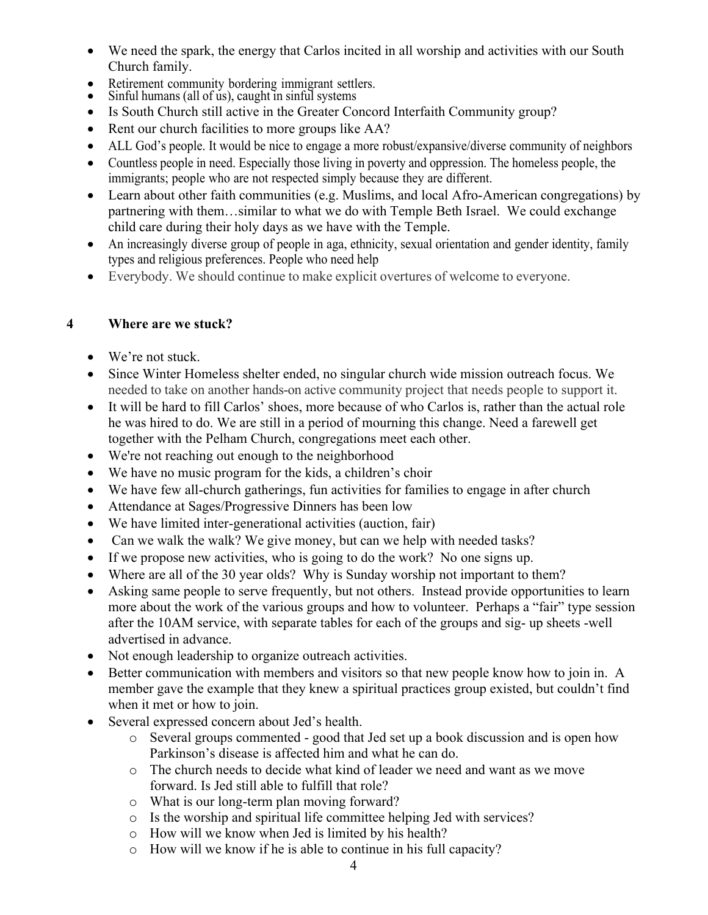- We need the spark, the energy that Carlos incited in all worship and activities with our South Church family.
- Retirement community bordering immigrant settlers.
- Sinful humans (all of us), caught in sinful systems
- Is South Church still active in the Greater Concord Interfaith Community group?
- Rent our church facilities to more groups like AA?
- ALL God's people. It would be nice to engage a more robust/expansive/diverse community of neighbors
- Countless people in need. Especially those living in poverty and oppression. The homeless people, the immigrants; people who are not respected simply because they are different.
- Learn about other faith communities (e.g. Muslims, and local Afro-American congregations) by partnering with them…similar to what we do with Temple Beth Israel. We could exchange child care during their holy days as we have with the Temple.
- An increasingly diverse group of people in aga, ethnicity, sexual orientation and gender identity, family types and religious preferences. People who need help
- Everybody. We should continue to make explicit overtures of welcome to everyone.

## 4 Where are we stuck?

- We're not stuck.
- Since Winter Homeless shelter ended, no singular church wide mission outreach focus. We needed to take on another hands-on active community project that needs people to support it.
- It will be hard to fill Carlos' shoes, more because of who Carlos is, rather than the actual role he was hired to do. We are still in a period of mourning this change. Need a farewell get together with the Pelham Church, congregations meet each other.
- We're not reaching out enough to the neighborhood
- We have no music program for the kids, a children's choir
- We have few all-church gatherings, fun activities for families to engage in after church
- Attendance at Sages/Progressive Dinners has been low
- We have limited inter-generational activities (auction, fair)
- Can we walk the walk? We give money, but can we help with needed tasks?
- If we propose new activities, who is going to do the work? No one signs up.
- Where are all of the 30 year olds? Why is Sunday worship not important to them?
- Asking same people to serve frequently, but not others. Instead provide opportunities to learn more about the work of the various groups and how to volunteer. Perhaps a "fair" type session after the 10AM service, with separate tables for each of the groups and sig- up sheets -well advertised in advance.
- Not enough leadership to organize outreach activities.
- Better communication with members and visitors so that new people know how to join in. A member gave the example that they knew a spiritual practices group existed, but couldn't find when it met or how to join.
- Several expressed concern about Jed's health.
  - Several groups commented - good that Jed set up a book discussion and is open how Parkinson's disease is affected him and what he can do.
  - The church needs to decide what kind of leader we need and want as we move forward. Is Jed still able to fulfill that role?
  - What is our long-term plan moving forward?
  - Is the worship and spiritual life committee helping Jed with services?
  - How will we know when Jed is limited by his health?
  - How will we know if he is able to continue in his full capacity?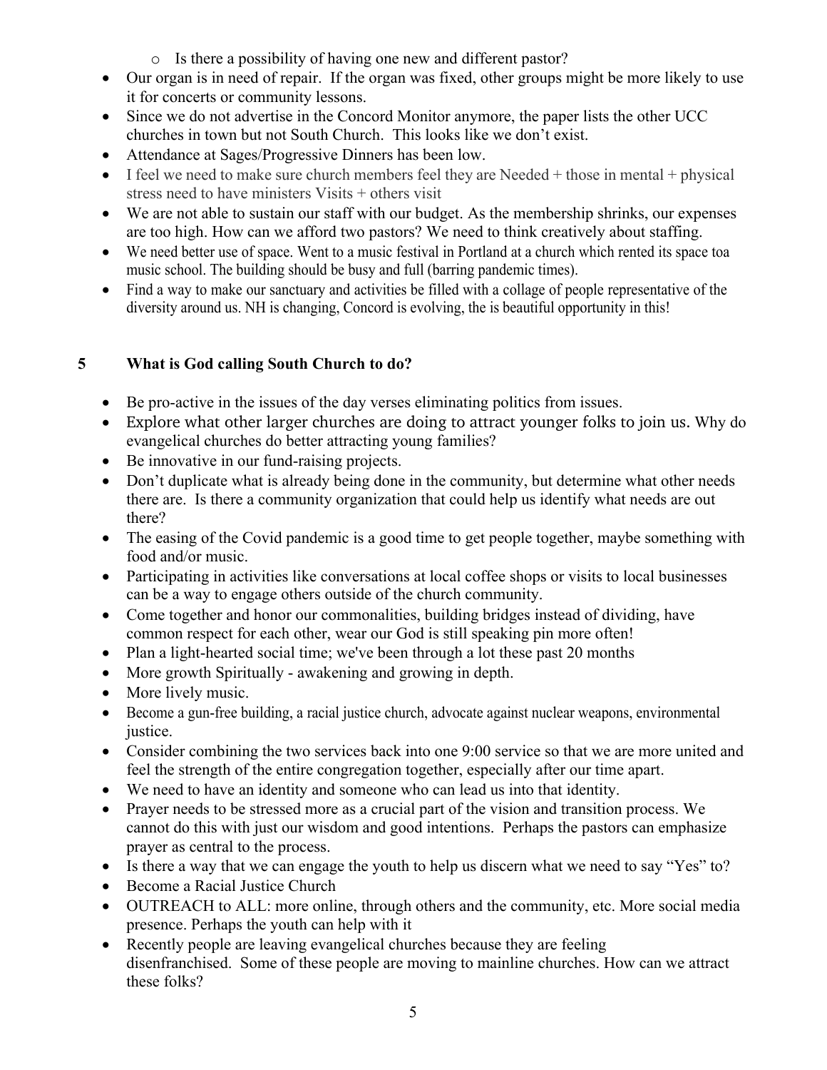- Is there a possibility of having one new and different pastor?
- Our organ is in need of repair. If the organ was fixed, other groups might be more likely to use it for concerts or community lessons.
- Since we do not advertise in the Concord Monitor anymore, the paper lists the other UCC churches in town but not South Church. This looks like we don't exist.
- Attendance at Sages/Progressive Dinners has been low.
- I feel we need to make sure church members feel they are Needed + those in mental + physical stress need to have ministers Visits + others visit
- We are not able to sustain our staff with our budget. As the membership shrinks, our expenses are too high. How can we afford two pastors? We need to think creatively about staffing.
- We need better use of space. Went to a music festival in Portland at a church which rented its space toa music school. The building should be busy and full (barring pandemic times).
- Find a way to make our sanctuary and activities be filled with a collage of people representative of the diversity around us. NH is changing, Concord is evolving, the is beautiful opportunity in this!

## 5 What is God calling South Church to do?

- Be pro-active in the issues of the day verses eliminating politics from issues.
- Explore what other larger churches are doing to attract younger folks to join us. Why do evangelical churches do better attracting young families?
- Be innovative in our fund-raising projects.
- Don't duplicate what is already being done in the community, but determine what other needs there are. Is there a community organization that could help us identify what needs are out there?
- The easing of the Covid pandemic is a good time to get people together, maybe something with food and/or music.
- Participating in activities like conversations at local coffee shops or visits to local businesses can be a way to engage others outside of the church community.
- Come together and honor our commonalities, building bridges instead of dividing, have common respect for each other, wear our God is still speaking pin more often!
- Plan a light-hearted social time; we've been through a lot these past 20 months
- More growth Spiritually - awakening and growing in depth.
- More lively music.
- Become a gun-free building, a racial justice church, advocate against nuclear weapons, environmental justice.
- Consider combining the two services back into one 9:00 service so that we are more united and feel the strength of the entire congregation together, especially after our time apart.
- We need to have an identity and someone who can lead us into that identity.
- Prayer needs to be stressed more as a crucial part of the vision and transition process. We cannot do this with just our wisdom and good intentions. Perhaps the pastors can emphasize prayer as central to the process.
- Is there a way that we can engage the youth to help us discern what we need to say "Yes" to?
- Become a Racial Justice Church
- OUTREACH to ALL: more online, through others and the community, etc. More social media presence. Perhaps the youth can help with it
- Recently people are leaving evangelical churches because they are feeling disenfranchised. Some of these people are moving to mainline churches. How can we attract these folks?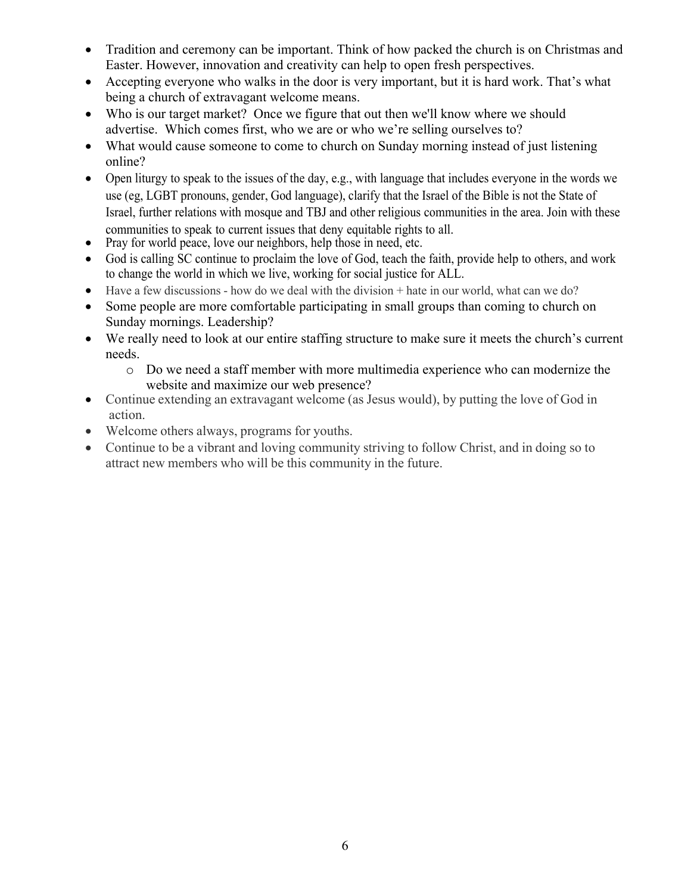- Tradition and ceremony can be important. Think of how packed the church is on Christmas and Easter. However, innovation and creativity can help to open fresh perspectives.
- Accepting everyone who walks in the door is very important, but it is hard work. That's what being a church of extravagant welcome means.
- Who is our target market? Once we figure that out then we'll know where we should advertise. Which comes first, who we are or who we're selling ourselves to?
- What would cause someone to come to church on Sunday morning instead of just listening online?
- Open liturgy to speak to the issues of the day, e.g., with language that includes everyone in the words we use (eg, LGBT pronouns, gender, God language), clarify that the Israel of the Bible is not the State of Israel, further relations with mosque and TBJ and other religious communities in the area. Join with these communities to speak to current issues that deny equitable rights to all.
- Pray for world peace, love our neighbors, help those in need, etc.
- God is calling SC continue to proclaim the love of God, teach the faith, provide help to others, and work to change the world in which we live, working for social justice for ALL.
- Have a few discussions - how do we deal with the division + hate in our world, what can we do?
- Some people are more comfortable participating in small groups than coming to church on Sunday mornings. Leadership?
- We really need to look at our entire staffing structure to make sure it meets the church's current needs.
    - Do we need a staff member with more multimedia experience who can modernize the website and maximize our web presence?
- Continue extending an extravagant welcome (as Jesus would), by putting the love of God in action.
- Welcome others always, programs for youths.
- Continue to be a vibrant and loving community striving to follow Christ, and in doing so to attract new members who will be this community in the future.